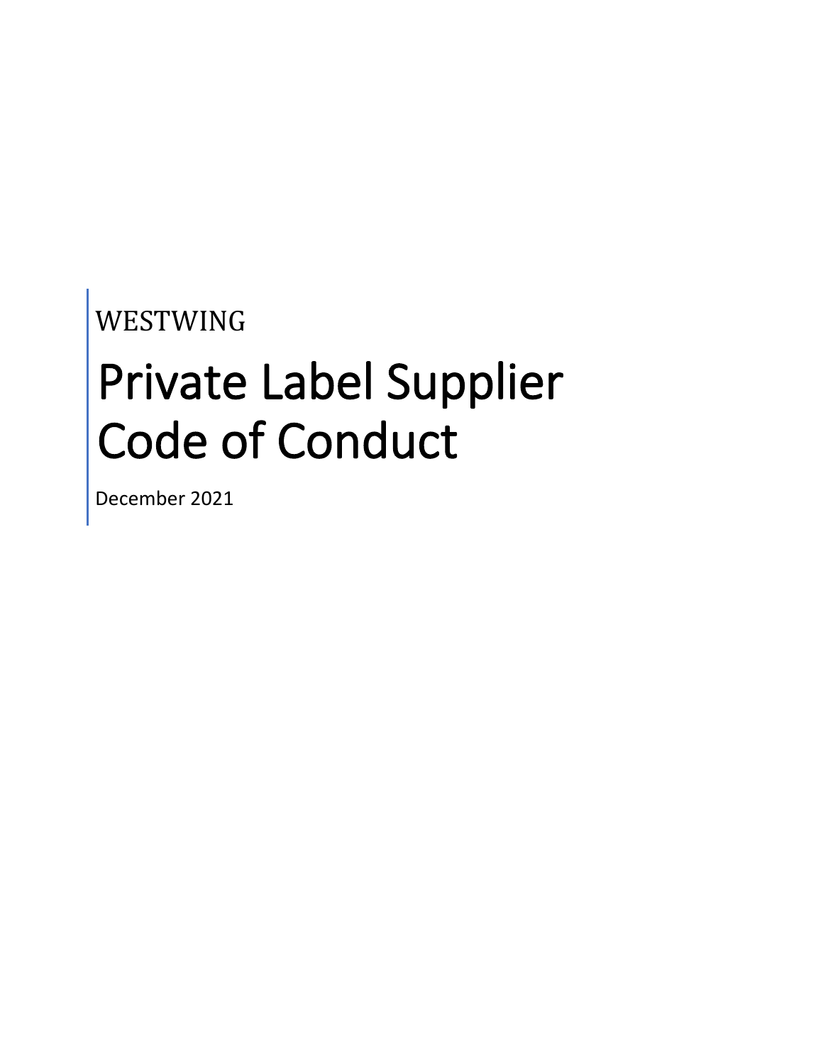WESTWING

# Private Label Supplier Code of Conduct

December 2021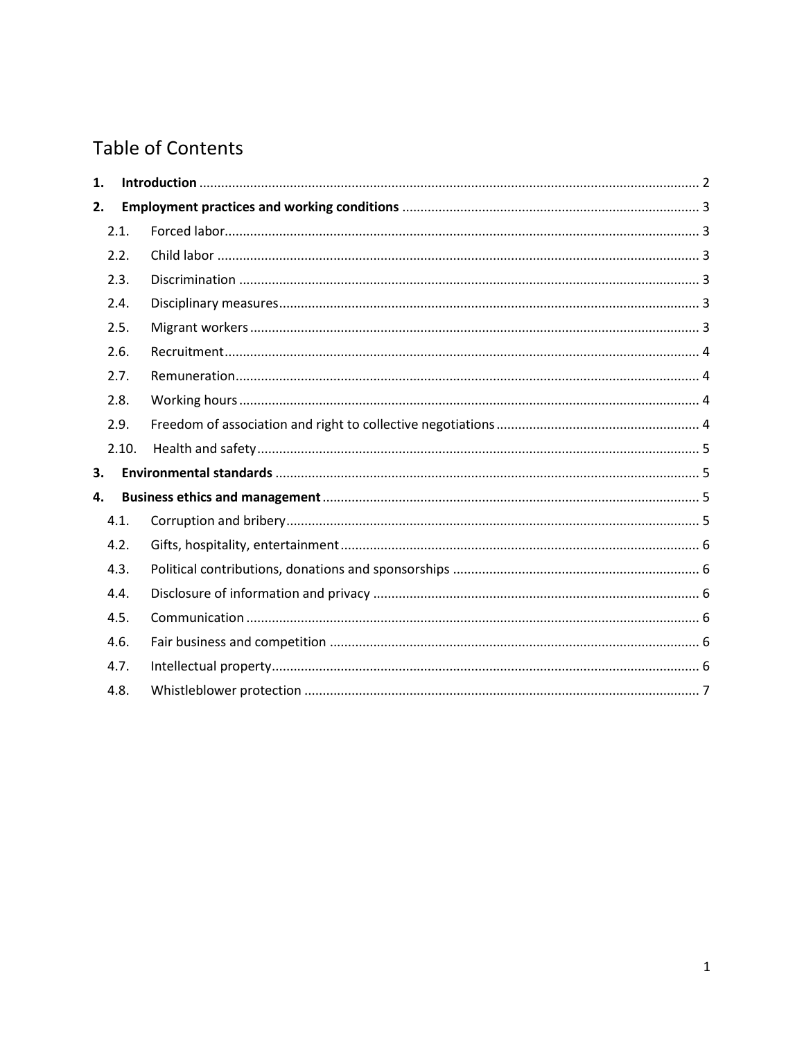# Table of Contents

| | | |
|---|---|---|
| **1.** | **Introduction** | 2 |
| **2.** | **Employment practices and working conditions** | 3 |
| 2.1. | Forced labor | 3 |
| 2.2. | Child labor | 3 |
| 2.3. | Discrimination | 3 |
| 2.4. | Disciplinary measures | 3 |
| 2.5. | Migrant workers | 3 |
| 2.6. | Recruitment | 4 |
| 2.7. | Remuneration | 4 |
| 2.8. | Working hours | 4 |
| 2.9. | Freedom of association and right to collective negotiations | 4 |
| 2.10. | Health and safety | 5 |
| **3.** | **Environmental standards** | 5 |
| **4.** | **Business ethics and management** | 5 |
| 4.1. | Corruption and bribery | 5 |
| 4.2. | Gifts, hospitality, entertainment | 6 |
| 4.3. | Political contributions, donations and sponsorships | 6 |
| 4.4. | Disclosure of information and privacy | 6 |
| 4.5. | Communication | 6 |
| 4.6. | Fair business and competition | 6 |
| 4.7. | Intellectual property | 6 |
| 4.8. | Whistleblower protection | 7 |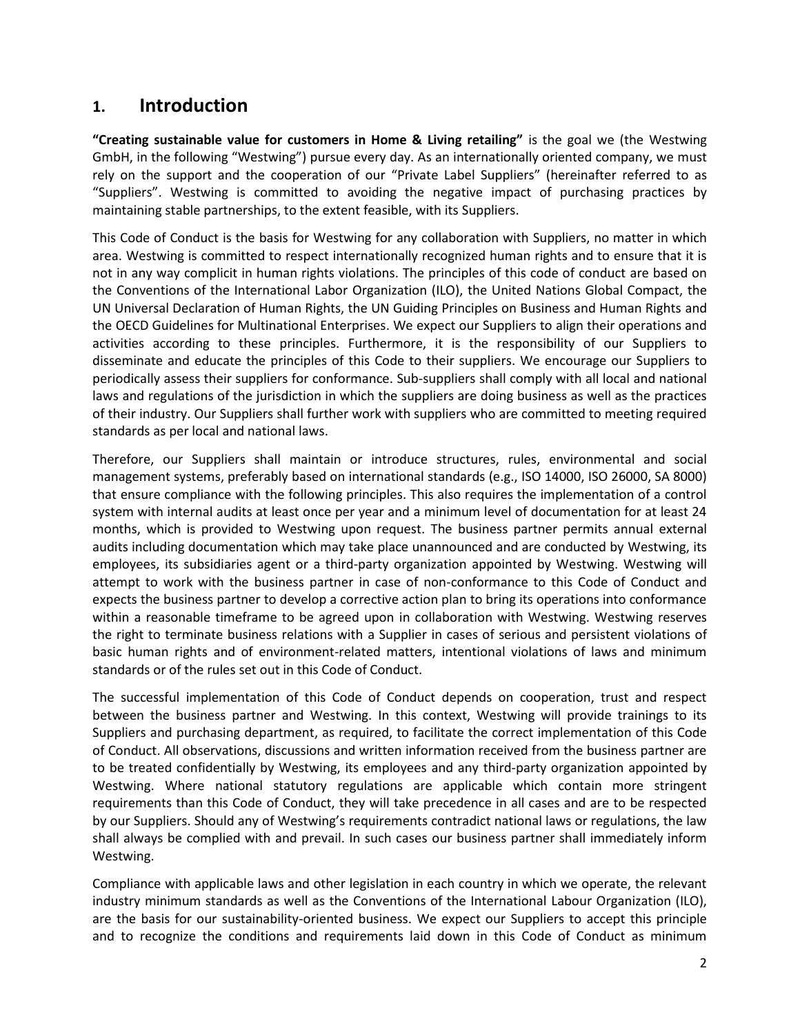## 1. Introduction

**“Creating sustainable value for customers in Home & Living retailing”** is the goal we (the Westwing GmbH, in the following “Westwing”) pursue every day. As an internationally oriented company, we must rely on the support and the cooperation of our “Private Label Suppliers” (hereinafter referred to as “Suppliers”. Westwing is committed to avoiding the negative impact of purchasing practices by maintaining stable partnerships, to the extent feasible, with its Suppliers.

This Code of Conduct is the basis for Westwing for any collaboration with Suppliers, no matter in which area. Westwing is committed to respect internationally recognized human rights and to ensure that it is not in any way complicit in human rights violations. The principles of this code of conduct are based on the Conventions of the International Labor Organization (ILO), the United Nations Global Compact, the UN Universal Declaration of Human Rights, the UN Guiding Principles on Business and Human Rights and the OECD Guidelines for Multinational Enterprises. We expect our Suppliers to align their operations and activities according to these principles. Furthermore, it is the responsibility of our Suppliers to disseminate and educate the principles of this Code to their suppliers. We encourage our Suppliers to periodically assess their suppliers for conformance. Sub-suppliers shall comply with all local and national laws and regulations of the jurisdiction in which the suppliers are doing business as well as the practices of their industry. Our Suppliers shall further work with suppliers who are committed to meeting required standards as per local and national laws.

Therefore, our Suppliers shall maintain or introduce structures, rules, environmental and social management systems, preferably based on international standards (e.g., ISO 14000, ISO 26000, SA 8000) that ensure compliance with the following principles. This also requires the implementation of a control system with internal audits at least once per year and a minimum level of documentation for at least 24 months, which is provided to Westwing upon request. The business partner permits annual external audits including documentation which may take place unannounced and are conducted by Westwing, its employees, its subsidiaries agent or a third-party organization appointed by Westwing. Westwing will attempt to work with the business partner in case of non-conformance to this Code of Conduct and expects the business partner to develop a corrective action plan to bring its operations into conformance within a reasonable timeframe to be agreed upon in collaboration with Westwing. Westwing reserves the right to terminate business relations with a Supplier in cases of serious and persistent violations of basic human rights and of environment-related matters, intentional violations of laws and minimum standards or of the rules set out in this Code of Conduct.

The successful implementation of this Code of Conduct depends on cooperation, trust and respect between the business partner and Westwing. In this context, Westwing will provide trainings to its Suppliers and purchasing department, as required, to facilitate the correct implementation of this Code of Conduct. All observations, discussions and written information received from the business partner are to be treated confidentially by Westwing, its employees and any third-party organization appointed by Westwing. Where national statutory regulations are applicable which contain more stringent requirements than this Code of Conduct, they will take precedence in all cases and are to be respected by our Suppliers. Should any of Westwing’s requirements contradict national laws or regulations, the law shall always be complied with and prevail. In such cases our business partner shall immediately inform Westwing.

Compliance with applicable laws and other legislation in each country in which we operate, the relevant industry minimum standards as well as the Conventions of the International Labour Organization (ILO), are the basis for our sustainability-oriented business. We expect our Suppliers to accept this principle and to recognize the conditions and requirements laid down in this Code of Conduct as minimum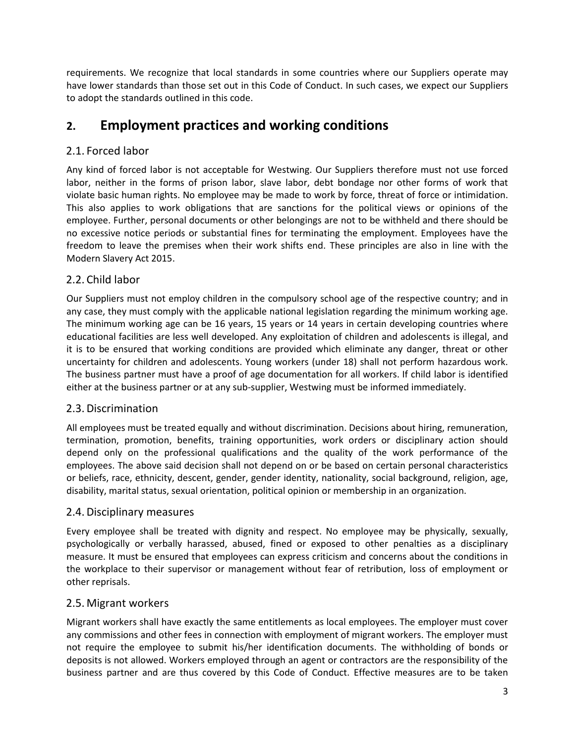requirements. We recognize that local standards in some countries where our Suppliers operate may have lower standards than those set out in this Code of Conduct. In such cases, we expect our Suppliers to adopt the standards outlined in this code.

## 2. Employment practices and working conditions

### 2.1. Forced labor

Any kind of forced labor is not acceptable for Westwing. Our Suppliers therefore must not use forced labor, neither in the forms of prison labor, slave labor, debt bondage nor other forms of work that violate basic human rights. No employee may be made to work by force, threat of force or intimidation. This also applies to work obligations that are sanctions for the political views or opinions of the employee. Further, personal documents or other belongings are not to be withheld and there should be no excessive notice periods or substantial fines for terminating the employment. Employees have the freedom to leave the premises when their work shifts end. These principles are also in line with the Modern Slavery Act 2015.

### 2.2. Child labor

Our Suppliers must not employ children in the compulsory school age of the respective country; and in any case, they must comply with the applicable national legislation regarding the minimum working age. The minimum working age can be 16 years, 15 years or 14 years in certain developing countries where educational facilities are less well developed. Any exploitation of children and adolescents is illegal, and it is to be ensured that working conditions are provided which eliminate any danger, threat or other uncertainty for children and adolescents. Young workers (under 18) shall not perform hazardous work. The business partner must have a proof of age documentation for all workers. If child labor is identified either at the business partner or at any sub-supplier, Westwing must be informed immediately.

### 2.3. Discrimination

All employees must be treated equally and without discrimination. Decisions about hiring, remuneration, termination, promotion, benefits, training opportunities, work orders or disciplinary action should depend only on the professional qualifications and the quality of the work performance of the employees. The above said decision shall not depend on or be based on certain personal characteristics or beliefs, race, ethnicity, descent, gender, gender identity, nationality, social background, religion, age, disability, marital status, sexual orientation, political opinion or membership in an organization.

### 2.4. Disciplinary measures

Every employee shall be treated with dignity and respect. No employee may be physically, sexually, psychologically or verbally harassed, abused, fined or exposed to other penalties as a disciplinary measure. It must be ensured that employees can express criticism and concerns about the conditions in the workplace to their supervisor or management without fear of retribution, loss of employment or other reprisals.

### 2.5. Migrant workers

Migrant workers shall have exactly the same entitlements as local employees. The employer must cover any commissions and other fees in connection with employment of migrant workers. The employer must not require the employee to submit his/her identification documents. The withholding of bonds or deposits is not allowed. Workers employed through an agent or contractors are the responsibility of the business partner and are thus covered by this Code of Conduct. Effective measures are to be taken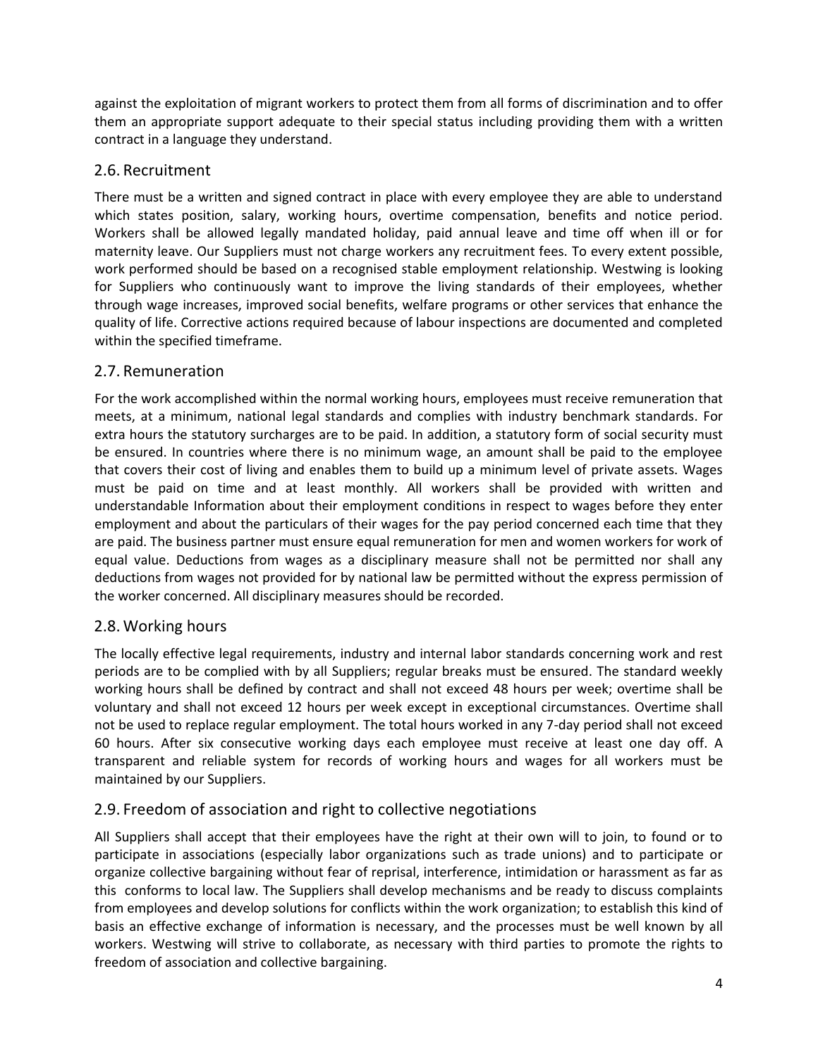against the exploitation of migrant workers to protect them from all forms of discrimination and to offer them an appropriate support adequate to their special status including providing them with a written contract in a language they understand.

## 2.6. Recruitment

There must be a written and signed contract in place with every employee they are able to understand which states position, salary, working hours, overtime compensation, benefits and notice period. Workers shall be allowed legally mandated holiday, paid annual leave and time off when ill or for maternity leave. Our Suppliers must not charge workers any recruitment fees. To every extent possible, work performed should be based on a recognised stable employment relationship. Westwing is looking for Suppliers who continuously want to improve the living standards of their employees, whether through wage increases, improved social benefits, welfare programs or other services that enhance the quality of life. Corrective actions required because of labour inspections are documented and completed within the specified timeframe.

## 2.7. Remuneration

For the work accomplished within the normal working hours, employees must receive remuneration that meets, at a minimum, national legal standards and complies with industry benchmark standards. For extra hours the statutory surcharges are to be paid. In addition, a statutory form of social security must be ensured. In countries where there is no minimum wage, an amount shall be paid to the employee that covers their cost of living and enables them to build up a minimum level of private assets. Wages must be paid on time and at least monthly. All workers shall be provided with written and understandable Information about their employment conditions in respect to wages before they enter employment and about the particulars of their wages for the pay period concerned each time that they are paid. The business partner must ensure equal remuneration for men and women workers for work of equal value. Deductions from wages as a disciplinary measure shall not be permitted nor shall any deductions from wages not provided for by national law be permitted without the express permission of the worker concerned. All disciplinary measures should be recorded.

## 2.8. Working hours

The locally effective legal requirements, industry and internal labor standards concerning work and rest periods are to be complied with by all Suppliers; regular breaks must be ensured. The standard weekly working hours shall be defined by contract and shall not exceed 48 hours per week; overtime shall be voluntary and shall not exceed 12 hours per week except in exceptional circumstances. Overtime shall not be used to replace regular employment. The total hours worked in any 7-day period shall not exceed 60 hours. After six consecutive working days each employee must receive at least one day off. A transparent and reliable system for records of working hours and wages for all workers must be maintained by our Suppliers.

## 2.9. Freedom of association and right to collective negotiations

All Suppliers shall accept that their employees have the right at their own will to join, to found or to participate in associations (especially labor organizations such as trade unions) and to participate or organize collective bargaining without fear of reprisal, interference, intimidation or harassment as far as this conforms to local law. The Suppliers shall develop mechanisms and be ready to discuss complaints from employees and develop solutions for conflicts within the work organization; to establish this kind of basis an effective exchange of information is necessary, and the processes must be well known by all workers. Westwing will strive to collaborate, as necessary with third parties to promote the rights to freedom of association and collective bargaining.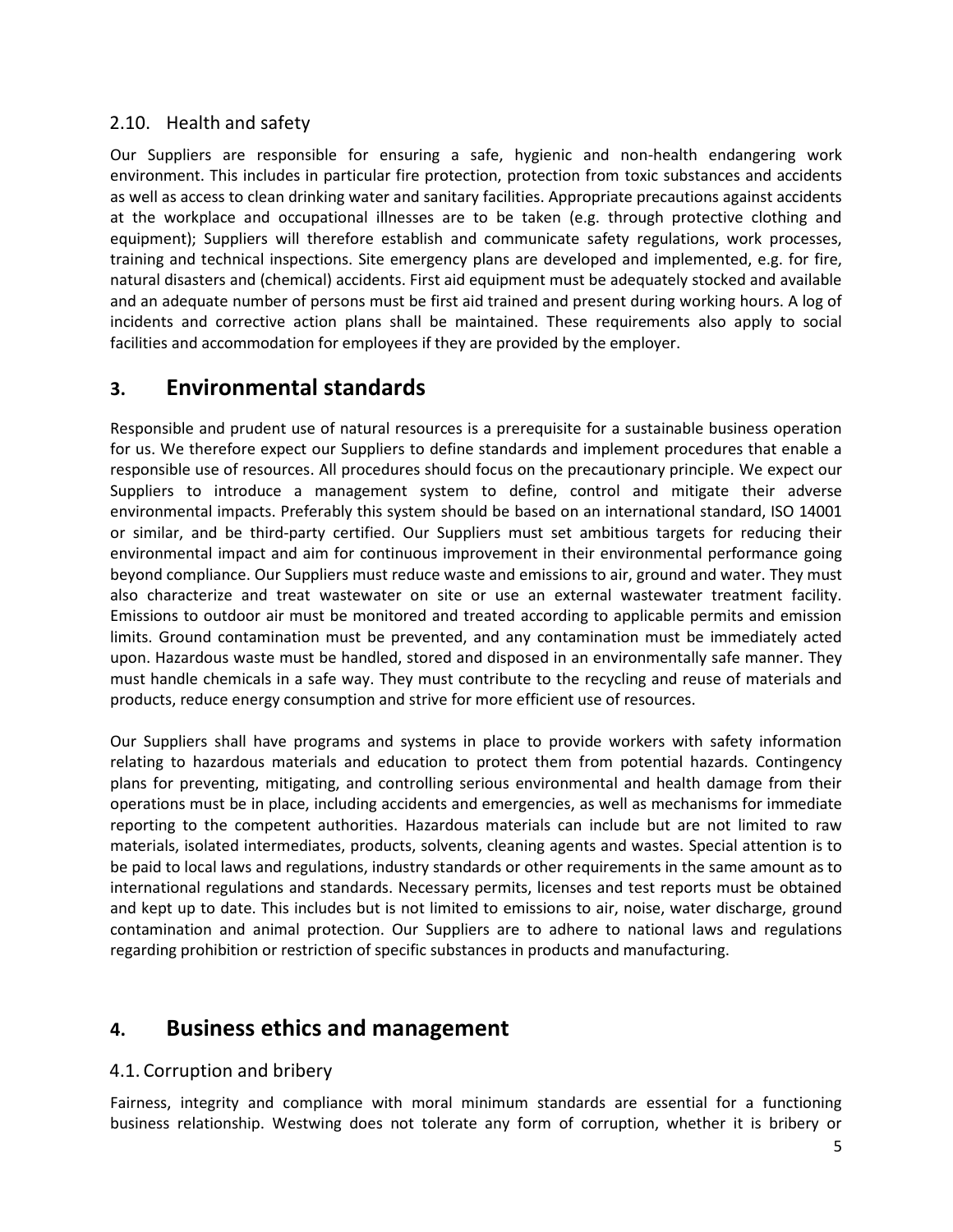### 2.10. Health and safety

Our Suppliers are responsible for ensuring a safe, hygienic and non-health endangering work environment. This includes in particular fire protection, protection from toxic substances and accidents as well as access to clean drinking water and sanitary facilities. Appropriate precautions against accidents at the workplace and occupational illnesses are to be taken (e.g. through protective clothing and equipment); Suppliers will therefore establish and communicate safety regulations, work processes, training and technical inspections. Site emergency plans are developed and implemented, e.g. for fire, natural disasters and (chemical) accidents. First aid equipment must be adequately stocked and available and an adequate number of persons must be first aid trained and present during working hours. A log of incidents and corrective action plans shall be maintained. These requirements also apply to social facilities and accommodation for employees if they are provided by the employer.

## 3. Environmental standards

Responsible and prudent use of natural resources is a prerequisite for a sustainable business operation for us. We therefore expect our Suppliers to define standards and implement procedures that enable a responsible use of resources. All procedures should focus on the precautionary principle. We expect our Suppliers to introduce a management system to define, control and mitigate their adverse environmental impacts. Preferably this system should be based on an international standard, ISO 14001 or similar, and be third-party certified. Our Suppliers must set ambitious targets for reducing their environmental impact and aim for continuous improvement in their environmental performance going beyond compliance. Our Suppliers must reduce waste and emissions to air, ground and water. They must also characterize and treat wastewater on site or use an external wastewater treatment facility. Emissions to outdoor air must be monitored and treated according to applicable permits and emission limits. Ground contamination must be prevented, and any contamination must be immediately acted upon. Hazardous waste must be handled, stored and disposed in an environmentally safe manner. They must handle chemicals in a safe way. They must contribute to the recycling and reuse of materials and products, reduce energy consumption and strive for more efficient use of resources.

Our Suppliers shall have programs and systems in place to provide workers with safety information relating to hazardous materials and education to protect them from potential hazards. Contingency plans for preventing, mitigating, and controlling serious environmental and health damage from their operations must be in place, including accidents and emergencies, as well as mechanisms for immediate reporting to the competent authorities. Hazardous materials can include but are not limited to raw materials, isolated intermediates, products, solvents, cleaning agents and wastes. Special attention is to be paid to local laws and regulations, industry standards or other requirements in the same amount as to international regulations and standards. Necessary permits, licenses and test reports must be obtained and kept up to date. This includes but is not limited to emissions to air, noise, water discharge, ground contamination and animal protection. Our Suppliers are to adhere to national laws and regulations regarding prohibition or restriction of specific substances in products and manufacturing.

## 4. Business ethics and management

### 4.1. Corruption and bribery

Fairness, integrity and compliance with moral minimum standards are essential for a functioning business relationship. Westwing does not tolerate any form of corruption, whether it is bribery or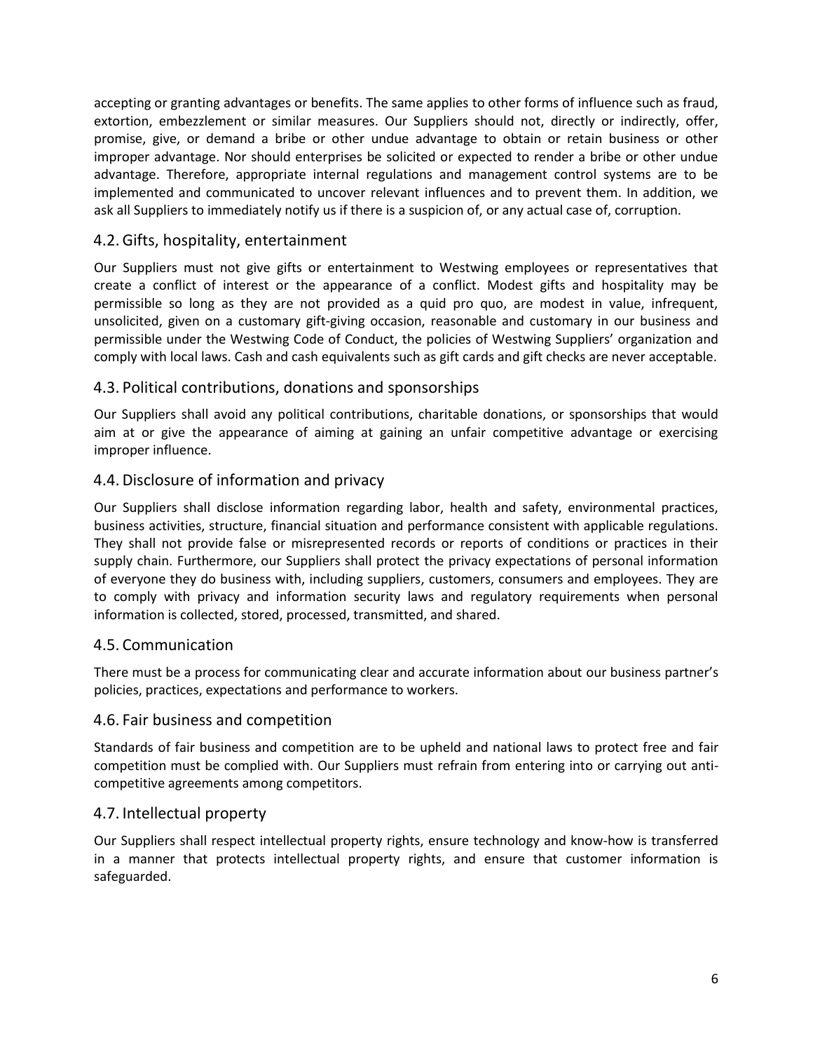accepting or granting advantages or benefits. The same applies to other forms of influence such as fraud, extortion, embezzlement or similar measures. Our Suppliers should not, directly or indirectly, offer, promise, give, or demand a bribe or other undue advantage to obtain or retain business or other improper advantage. Nor should enterprises be solicited or expected to render a bribe or other undue advantage. Therefore, appropriate internal regulations and management control systems are to be implemented and communicated to uncover relevant influences and to prevent them. In addition, we ask all Suppliers to immediately notify us if there is a suspicion of, or any actual case of, corruption.

## 4.2. Gifts, hospitality, entertainment

Our Suppliers must not give gifts or entertainment to Westwing employees or representatives that create a conflict of interest or the appearance of a conflict. Modest gifts and hospitality may be permissible so long as they are not provided as a quid pro quo, are modest in value, infrequent, unsolicited, given on a customary gift-giving occasion, reasonable and customary in our business and permissible under the Westwing Code of Conduct, the policies of Westwing Suppliers' organization and comply with local laws. Cash and cash equivalents such as gift cards and gift checks are never acceptable.

## 4.3. Political contributions, donations and sponsorships

Our Suppliers shall avoid any political contributions, charitable donations, or sponsorships that would aim at or give the appearance of aiming at gaining an unfair competitive advantage or exercising improper influence.

## 4.4. Disclosure of information and privacy

Our Suppliers shall disclose information regarding labor, health and safety, environmental practices, business activities, structure, financial situation and performance consistent with applicable regulations. They shall not provide false or misrepresented records or reports of conditions or practices in their supply chain. Furthermore, our Suppliers shall protect the privacy expectations of personal information of everyone they do business with, including suppliers, customers, consumers and employees. They are to comply with privacy and information security laws and regulatory requirements when personal information is collected, stored, processed, transmitted, and shared.

## 4.5. Communication

There must be a process for communicating clear and accurate information about our business partner's policies, practices, expectations and performance to workers.

## 4.6. Fair business and competition

Standards of fair business and competition are to be upheld and national laws to protect free and fair competition must be complied with. Our Suppliers must refrain from entering into or carrying out anti-competitive agreements among competitors.

## 4.7. Intellectual property

Our Suppliers shall respect intellectual property rights, ensure technology and know-how is transferred in a manner that protects intellectual property rights, and ensure that customer information is safeguarded.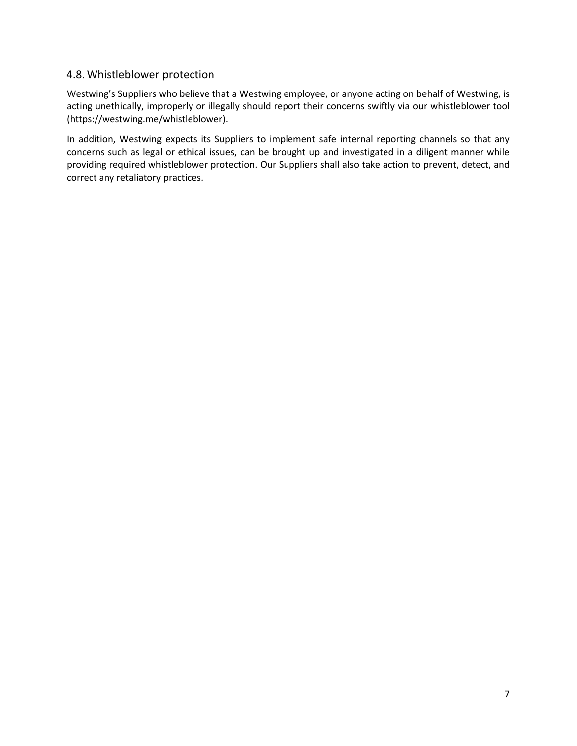## 4.8. Whistleblower protection

Westwing's Suppliers who believe that a Westwing employee, or anyone acting on behalf of Westwing, is acting unethically, improperly or illegally should report their concerns swiftly via our whistleblower tool (https://westwing.me/whistleblower).

In addition, Westwing expects its Suppliers to implement safe internal reporting channels so that any concerns such as legal or ethical issues, can be brought up and investigated in a diligent manner while providing required whistleblower protection. Our Suppliers shall also take action to prevent, detect, and correct any retaliatory practices.